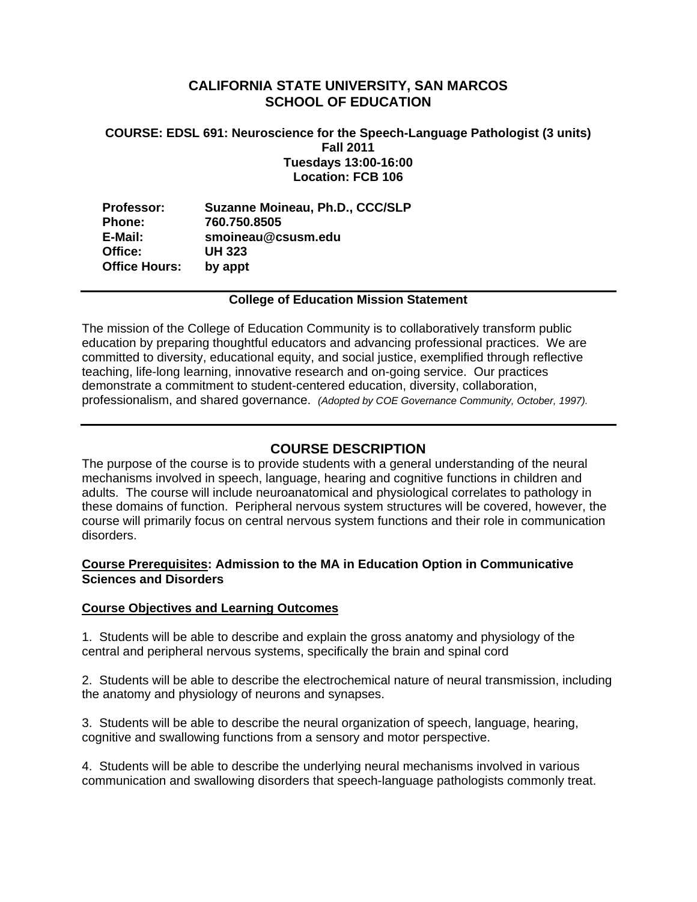# CALIFORNIA STATE UNIVERSITY, SAN MARCOS
# SCHOOL OF EDUCATION

**COURSE: EDSL 691: Neuroscience for the Speech-Language Pathologist (3 units)**
**Fall 2011**
**Tuesdays 13:00-16:00**
**Location: FCB 106**

**Professor:** **Suzanne Moineau, Ph.D., CCC/SLP**
**Phone:** **760.750.8505**
**E-Mail:** **smoineau@csusm.edu**
**Office:** **UH 323**
**Office Hours:** **by appt**

---

**College of Education Mission Statement**

The mission of the College of Education Community is to collaboratively transform public education by preparing thoughtful educators and advancing professional practices. We are committed to diversity, educational equity, and social justice, exemplified through reflective teaching, life-long learning, innovative research and on-going service. Our practices demonstrate a commitment to student-centered education, diversity, collaboration, professionalism, and shared governance. *(Adopted by COE Governance Community, October, 1997).*

---

## COURSE DESCRIPTION

The purpose of the course is to provide students with a general understanding of the neural mechanisms involved in speech, language, hearing and cognitive functions in children and adults. The course will include neuroanatomical and physiological correlates to pathology in these domains of function. Peripheral nervous system structures will be covered, however, the course will primarily focus on central nervous system functions and their role in communication disorders.

**Course Prerequisites: Admission to the MA in Education Option in Communicative Sciences and Disorders**

**Course Objectives and Learning Outcomes**

1. Students will be able to describe and explain the gross anatomy and physiology of the central and peripheral nervous systems, specifically the brain and spinal cord

2. Students will be able to describe the electrochemical nature of neural transmission, including the anatomy and physiology of neurons and synapses.

3. Students will be able to describe the neural organization of speech, language, hearing, cognitive and swallowing functions from a sensory and motor perspective.

4. Students will be able to describe the underlying neural mechanisms involved in various communication and swallowing disorders that speech-language pathologists commonly treat.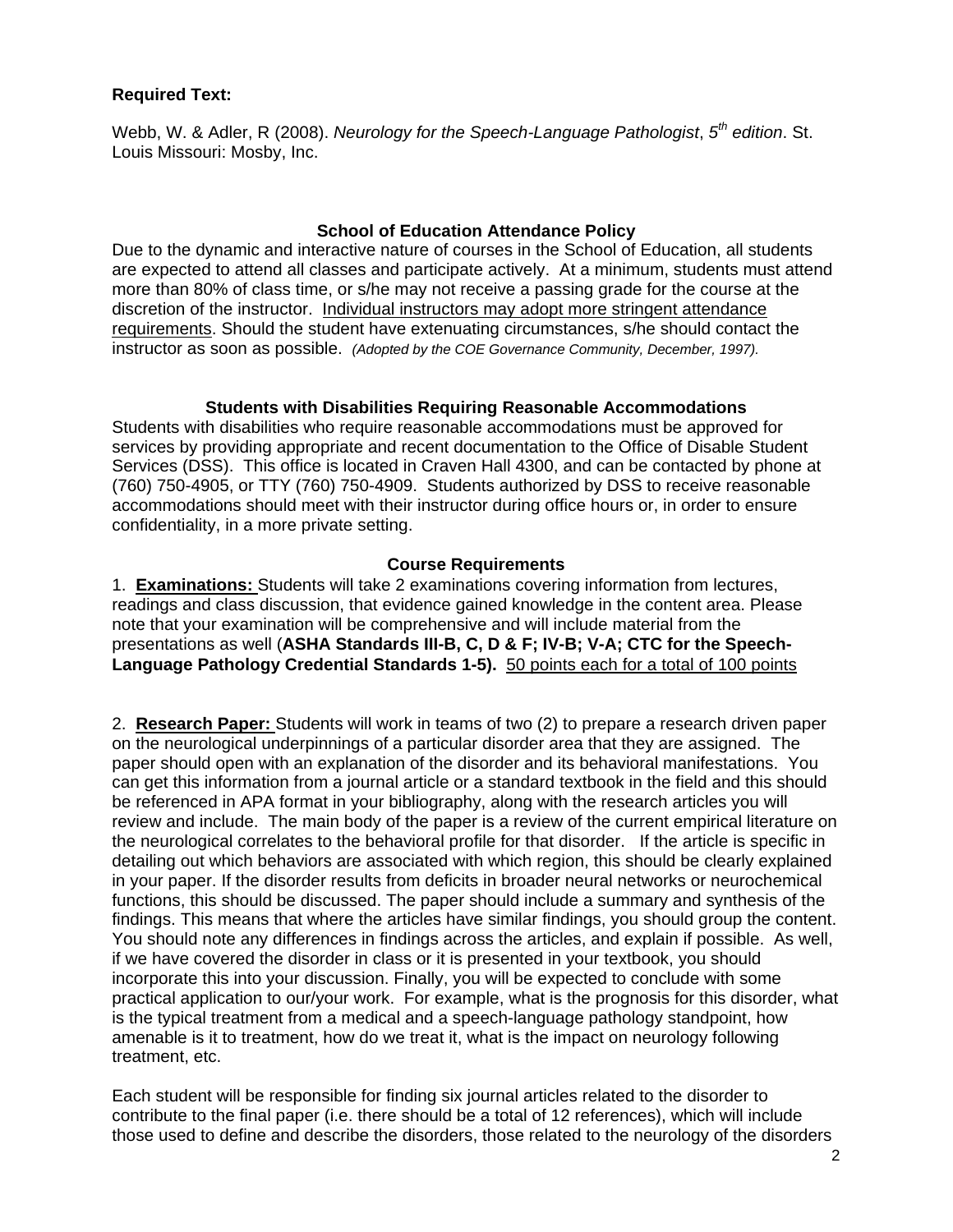**Required Text:**

Webb, W. & Adler, R (2008). *Neurology for the Speech-Language Pathologist*, *5th edition*. St. Louis Missouri: Mosby, Inc.

## School of Education Attendance Policy

Due to the dynamic and interactive nature of courses in the School of Education, all students are expected to attend all classes and participate actively. At a minimum, students must attend more than 80% of class time, or s/he may not receive a passing grade for the course at the discretion of the instructor. Individual instructors may adopt more stringent attendance requirements. Should the student have extenuating circumstances, s/he should contact the instructor as soon as possible. *(Adopted by the COE Governance Community, December, 1997).*

## Students with Disabilities Requiring Reasonable Accommodations

Students with disabilities who require reasonable accommodations must be approved for services by providing appropriate and recent documentation to the Office of Disable Student Services (DSS). This office is located in Craven Hall 4300, and can be contacted by phone at (760) 750-4905, or TTY (760) 750-4909. Students authorized by DSS to receive reasonable accommodations should meet with their instructor during office hours or, in order to ensure confidentiality, in a more private setting.

## Course Requirements

1. **Examinations:** Students will take 2 examinations covering information from lectures, readings and class discussion, that evidence gained knowledge in the content area. Please note that your examination will be comprehensive and will include material from the presentations as well (**ASHA Standards III-B, C, D & F; IV-B; V-A; CTC for the Speech-Language Pathology Credential Standards 1-5).** 50 points each for a total of 100 points

2. **Research Paper:** Students will work in teams of two (2) to prepare a research driven paper on the neurological underpinnings of a particular disorder area that they are assigned. The paper should open with an explanation of the disorder and its behavioral manifestations. You can get this information from a journal article or a standard textbook in the field and this should be referenced in APA format in your bibliography, along with the research articles you will review and include. The main body of the paper is a review of the current empirical literature on the neurological correlates to the behavioral profile for that disorder. If the article is specific in detailing out which behaviors are associated with which region, this should be clearly explained in your paper. If the disorder results from deficits in broader neural networks or neurochemical functions, this should be discussed. The paper should include a summary and synthesis of the findings. This means that where the articles have similar findings, you should group the content. You should note any differences in findings across the articles, and explain if possible. As well, if we have covered the disorder in class or it is presented in your textbook, you should incorporate this into your discussion. Finally, you will be expected to conclude with some practical application to our/your work. For example, what is the prognosis for this disorder, what is the typical treatment from a medical and a speech-language pathology standpoint, how amenable is it to treatment, how do we treat it, what is the impact on neurology following treatment, etc.

Each student will be responsible for finding six journal articles related to the disorder to contribute to the final paper (i.e. there should be a total of 12 references), which will include those used to define and describe the disorders, those related to the neurology of the disorders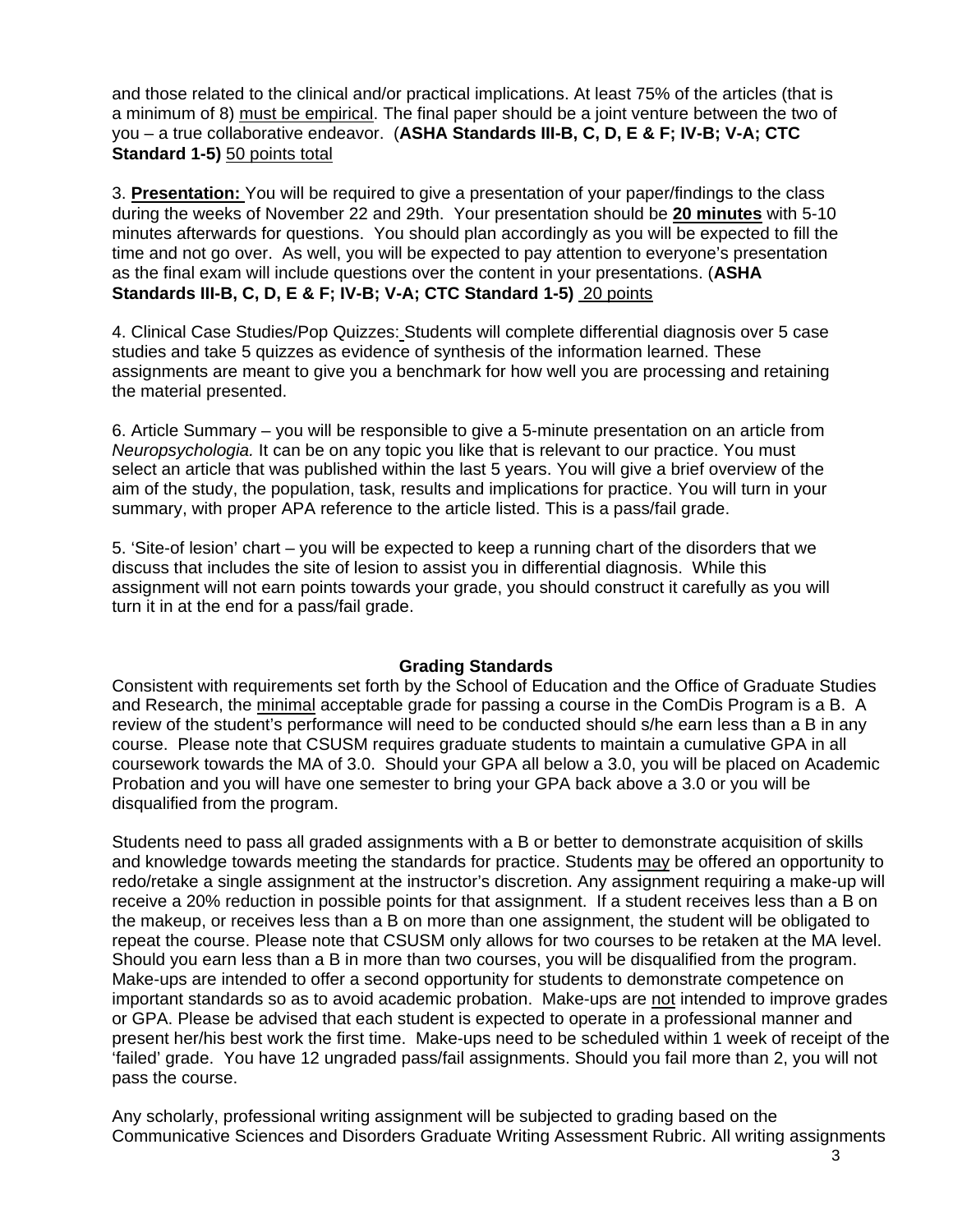and those related to the clinical and/or practical implications. At least 75% of the articles (that is a minimum of 8) must be empirical. The final paper should be a joint venture between the two of you – a true collaborative endeavor. (**ASHA Standards III-B, C, D, E & F; IV-B; V-A; CTC Standard 1-5)** 50 points total

3. **Presentation:** You will be required to give a presentation of your paper/findings to the class during the weeks of November 22 and 29th. Your presentation should be **20 minutes** with 5-10 minutes afterwards for questions. You should plan accordingly as you will be expected to fill the time and not go over. As well, you will be expected to pay attention to everyone's presentation as the final exam will include questions over the content in your presentations. (**ASHA Standards III-B, C, D, E & F; IV-B; V-A; CTC Standard 1-5)** 20 points

4. Clinical Case Studies/Pop Quizzes: Students will complete differential diagnosis over 5 case studies and take 5 quizzes as evidence of synthesis of the information learned. These assignments are meant to give you a benchmark for how well you are processing and retaining the material presented.

6. Article Summary – you will be responsible to give a 5-minute presentation on an article from *Neuropsychologia.* It can be on any topic you like that is relevant to our practice. You must select an article that was published within the last 5 years. You will give a brief overview of the aim of the study, the population, task, results and implications for practice. You will turn in your summary, with proper APA reference to the article listed. This is a pass/fail grade.

5. 'Site-of lesion' chart – you will be expected to keep a running chart of the disorders that we discuss that includes the site of lesion to assist you in differential diagnosis. While this assignment will not earn points towards your grade, you should construct it carefully as you will turn it in at the end for a pass/fail grade.

## Grading Standards

Consistent with requirements set forth by the School of Education and the Office of Graduate Studies and Research, the minimal acceptable grade for passing a course in the ComDis Program is a B. A review of the student's performance will need to be conducted should s/he earn less than a B in any course. Please note that CSUSM requires graduate students to maintain a cumulative GPA in all coursework towards the MA of 3.0. Should your GPA all below a 3.0, you will be placed on Academic Probation and you will have one semester to bring your GPA back above a 3.0 or you will be disqualified from the program.

Students need to pass all graded assignments with a B or better to demonstrate acquisition of skills and knowledge towards meeting the standards for practice. Students may be offered an opportunity to redo/retake a single assignment at the instructor's discretion. Any assignment requiring a make-up will receive a 20% reduction in possible points for that assignment. If a student receives less than a B on the makeup, or receives less than a B on more than one assignment, the student will be obligated to repeat the course. Please note that CSUSM only allows for two courses to be retaken at the MA level. Should you earn less than a B in more than two courses, you will be disqualified from the program. Make-ups are intended to offer a second opportunity for students to demonstrate competence on important standards so as to avoid academic probation. Make-ups are not intended to improve grades or GPA. Please be advised that each student is expected to operate in a professional manner and present her/his best work the first time. Make-ups need to be scheduled within 1 week of receipt of the 'failed' grade. You have 12 ungraded pass/fail assignments. Should you fail more than 2, you will not pass the course.

Any scholarly, professional writing assignment will be subjected to grading based on the Communicative Sciences and Disorders Graduate Writing Assessment Rubric. All writing assignments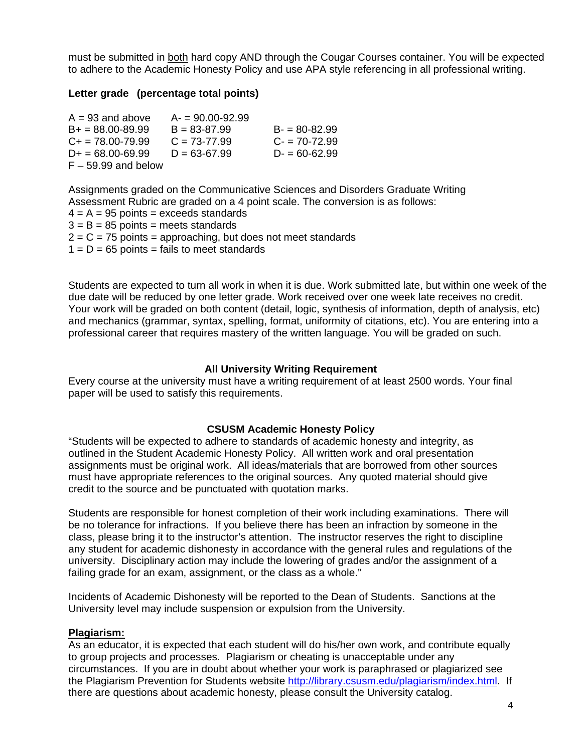must be submitted in <u>both</u> hard copy AND through the Cougar Courses container. You will be expected to adhere to the Academic Honesty Policy and use APA style referencing in all professional writing.

**Letter grade (percentage total points)**

| | | |
|---|---|---|
| A = 93 and above | A- = 90.00-92.99 | |
| B+ = 88.00-89.99 | B = 83-87.99 | B- = 80-82.99 |
| C+ = 78.00-79.99 | C = 73-77.99 | C- = 70-72.99 |
| D+ = 68.00-69.99 | D = 63-67.99 | D- = 60-62.99 |
| F – 59.99 and below | | |

Assignments graded on the Communicative Sciences and Disorders Graduate Writing Assessment Rubric are graded on a 4 point scale. The conversion is as follows:
4 = A = 95 points = exceeds standards
3 = B = 85 points = meets standards
2 = C = 75 points = approaching, but does not meet standards
1 = D = 65 points = fails to meet standards

Students are expected to turn all work in when it is due. Work submitted late, but within one week of the due date will be reduced by one letter grade. Work received over one week late receives no credit. Your work will be graded on both content (detail, logic, synthesis of information, depth of analysis, etc) and mechanics (grammar, syntax, spelling, format, uniformity of citations, etc). You are entering into a professional career that requires mastery of the written language. You will be graded on such.

### All University Writing Requirement

Every course at the university must have a writing requirement of at least 2500 words. Your final paper will be used to satisfy this requirements.

### CSUSM Academic Honesty Policy

"Students will be expected to adhere to standards of academic honesty and integrity, as outlined in the Student Academic Honesty Policy. All written work and oral presentation assignments must be original work. All ideas/materials that are borrowed from other sources must have appropriate references to the original sources. Any quoted material should give credit to the source and be punctuated with quotation marks.

Students are responsible for honest completion of their work including examinations. There will be no tolerance for infractions. If you believe there has been an infraction by someone in the class, please bring it to the instructor's attention. The instructor reserves the right to discipline any student for academic dishonesty in accordance with the general rules and regulations of the university. Disciplinary action may include the lowering of grades and/or the assignment of a failing grade for an exam, assignment, or the class as a whole."

Incidents of Academic Dishonesty will be reported to the Dean of Students. Sanctions at the University level may include suspension or expulsion from the University.

**<u>Plagiarism:</u>**
As an educator, it is expected that each student will do his/her own work, and contribute equally to group projects and processes. Plagiarism or cheating is unacceptable under any circumstances. If you are in doubt about whether your work is paraphrased or plagiarized see the Plagiarism Prevention for Students website http://library.csusm.edu/plagiarism/index.html. If there are questions about academic honesty, please consult the University catalog.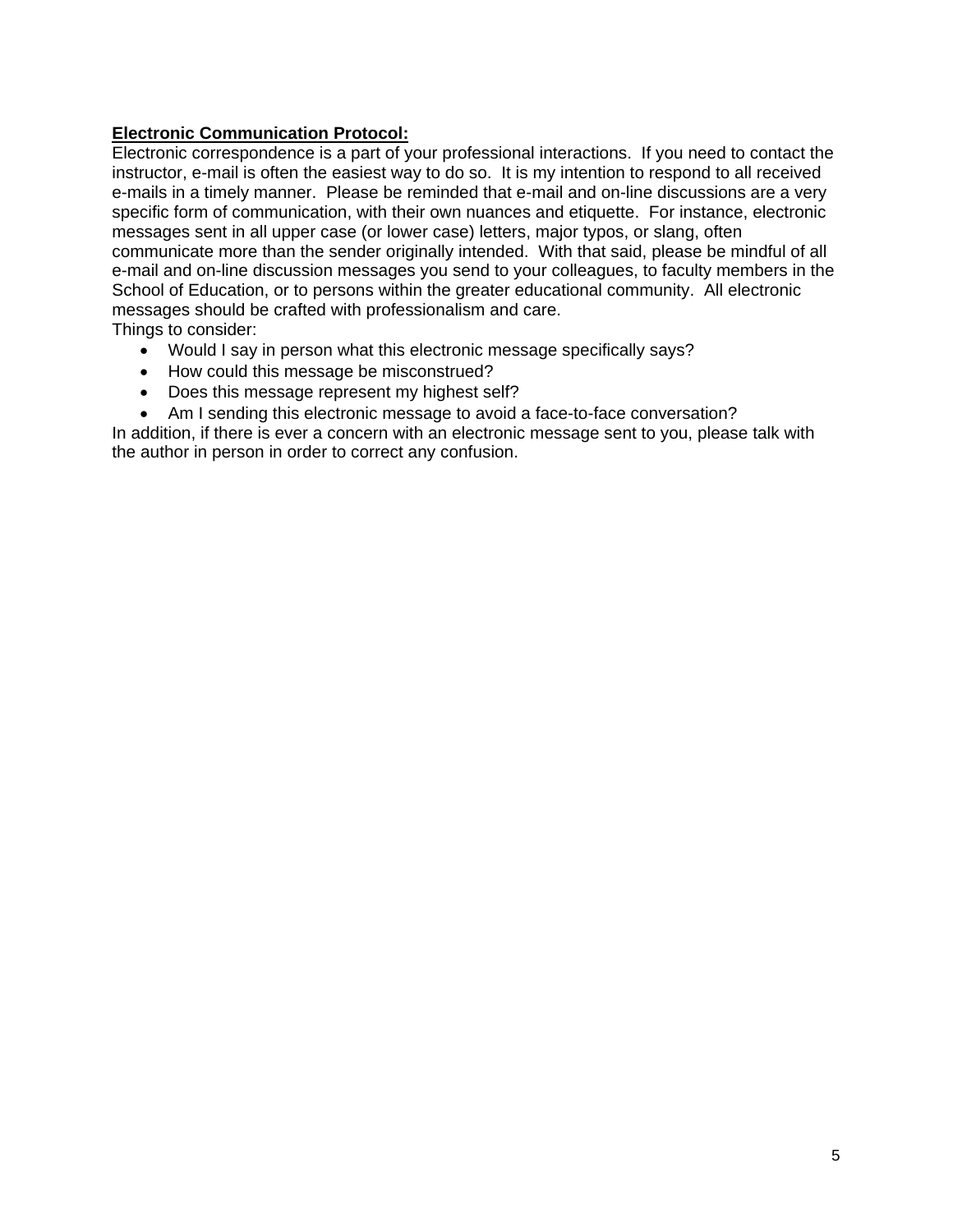**<u>Electronic Communication Protocol:</u>**

Electronic correspondence is a part of your professional interactions. If you need to contact the instructor, e-mail is often the easiest way to do so. It is my intention to respond to all received e-mails in a timely manner. Please be reminded that e-mail and on-line discussions are a very specific form of communication, with their own nuances and etiquette. For instance, electronic messages sent in all upper case (or lower case) letters, major typos, or slang, often communicate more than the sender originally intended. With that said, please be mindful of all e-mail and on-line discussion messages you send to your colleagues, to faculty members in the School of Education, or to persons within the greater educational community. All electronic messages should be crafted with professionalism and care.

Things to consider:

- Would I say in person what this electronic message specifically says?
- How could this message be misconstrued?
- Does this message represent my highest self?
- Am I sending this electronic message to avoid a face-to-face conversation?

In addition, if there is ever a concern with an electronic message sent to you, please talk with the author in person in order to correct any confusion.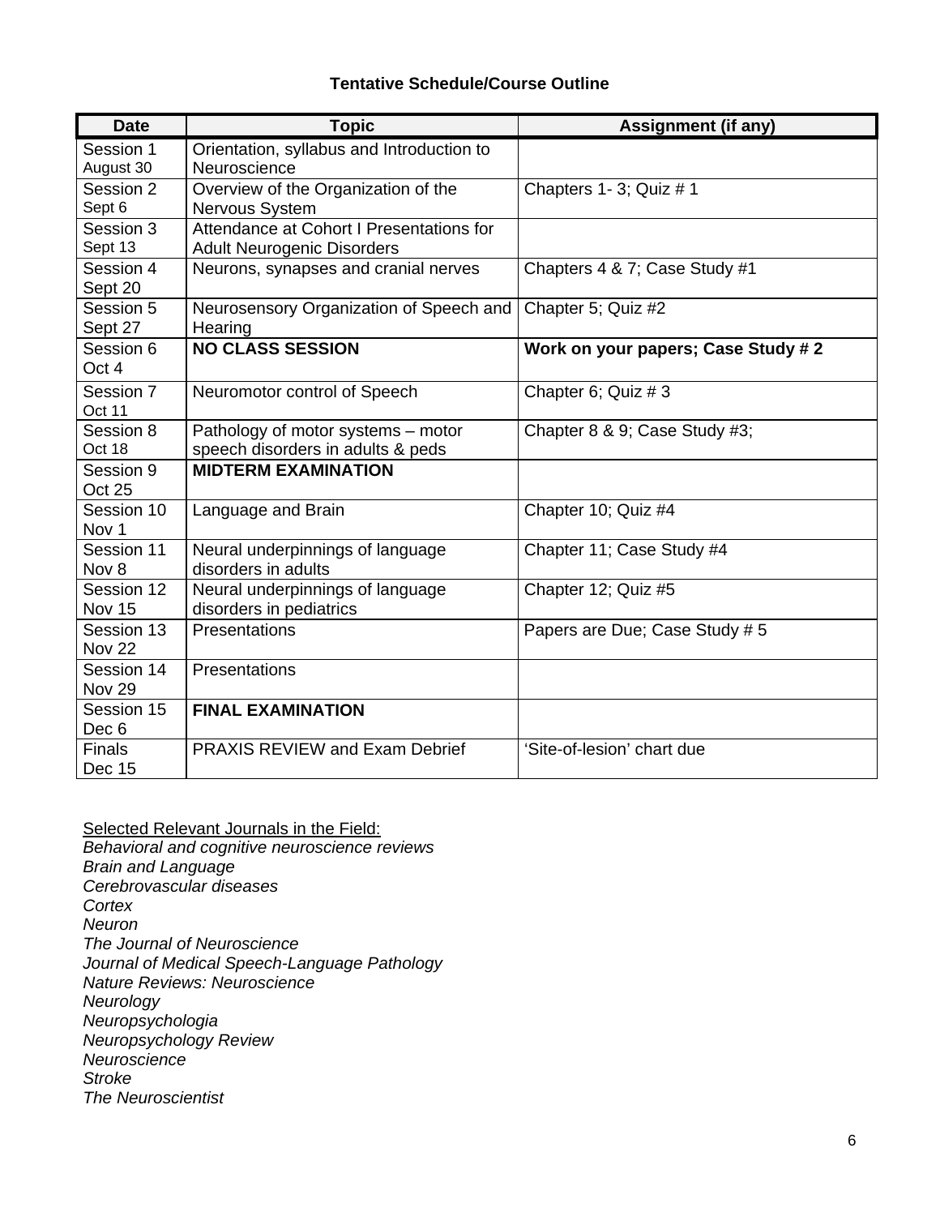**Tentative Schedule/Course Outline**

| Date | Topic | Assignment (if any) |
|---|---|---|
| Session 1 August 30 | Orientation, syllabus and Introduction to Neuroscience | |
| Session 2 Sept 6 | Overview of the Organization of the Nervous System | Chapters 1- 3; Quiz # 1 |
| Session 3 Sept 13 | Attendance at Cohort I Presentations for Adult Neurogenic Disorders | |
| Session 4 Sept 20 | Neurons, synapses and cranial nerves | Chapters 4 & 7; Case Study #1 |
| Session 5 Sept 27 | Neurosensory Organization of Speech and Hearing | Chapter 5; Quiz #2 |
| Session 6 Oct 4 | **NO CLASS SESSION** | **Work on your papers; Case Study # 2** |
| Session 7 Oct 11 | Neuromotor control of Speech | Chapter 6; Quiz # 3 |
| Session 8 Oct 18 | Pathology of motor systems – motor speech disorders in adults & peds | Chapter 8 & 9; Case Study #3; |
| Session 9 Oct 25 | **MIDTERM EXAMINATION** | |
| Session 10 Nov 1 | Language and Brain | Chapter 10; Quiz #4 |
| Session 11 Nov 8 | Neural underpinnings of language disorders in adults | Chapter 11; Case Study #4 |
| Session 12 Nov 15 | Neural underpinnings of language disorders in pediatrics | Chapter 12; Quiz #5 |
| Session 13 Nov 22 | Presentations | Papers are Due; Case Study # 5 |
| Session 14 Nov 29 | Presentations | |
| Session 15 Dec 6 | **FINAL EXAMINATION** | |
| Finals Dec 15 | PRAXIS REVIEW and Exam Debrief | 'Site-of-lesion' chart due |

Selected Relevant Journals in the Field:

*Behavioral and cognitive neuroscience reviews*
*Brain and Language*
*Cerebrovascular diseases*
*Cortex*
*Neuron*
*The Journal of Neuroscience*
*Journal of Medical Speech-Language Pathology*
*Nature Reviews: Neuroscience*
*Neurology*
*Neuropsychologia*
*Neuropsychology Review*
*Neuroscience*
*Stroke*
*The Neuroscientist*